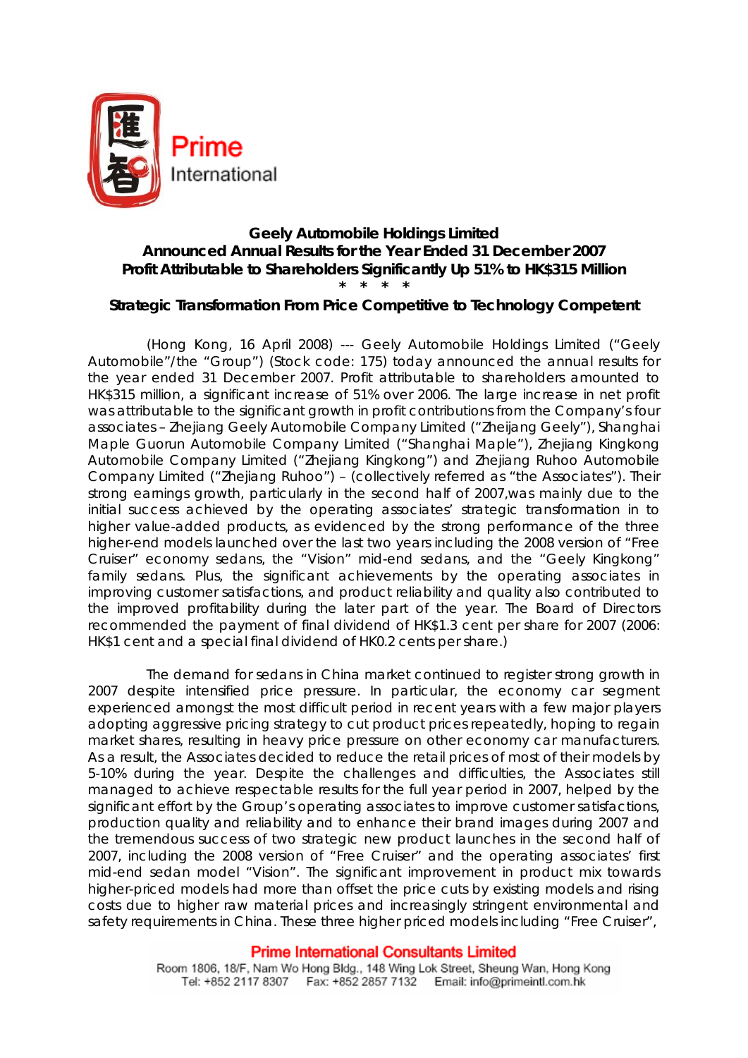# Geely Automobile Holdings Limited
## Announced Annual Results for the Year Ended 31 December 2007
## Profit Attributable to Shareholders Significantly Up 51% to HK$315 Million

\* \* \* \*

### Strategic Transformation From Price Competitive to Technology Competent

(Hong Kong, 16 April 2008) --- Geely Automobile Holdings Limited ("Geely Automobile"/the "Group") (Stock code: 175) today announced the annual results for the year ended 31 December 2007. Profit attributable to shareholders amounted to HK$315 million, a significant increase of 51% over 2006. The large increase in net profit was attributable to the significant growth in profit contributions from the Company's four associates – Zhejiang Geely Automobile Company Limited ("Zheijang Geely"), Shanghai Maple Guorun Automobile Company Limited ("Shanghai Maple"), Zhejiang Kingkong Automobile Company Limited ("Zhejiang Kingkong") and Zhejiang Ruhoo Automobile Company Limited ("Zhejiang Ruhoo") – (collectively referred as "the Associates"). Their strong earnings growth, particularly in the second half of 2007,was mainly due to the initial success achieved by the operating associates' strategic transformation in to higher value-added products, as evidenced by the strong performance of the three higher-end models launched over the last two years including the 2008 version of "Free Cruiser" economy sedans, the "Vision" mid-end sedans, and the "Geely Kingkong" family sedans. Plus, the significant achievements by the operating associates in improving customer satisfactions, and product reliability and quality also contributed to the improved profitability during the later part of the year. The Board of Directors recommended the payment of final dividend of HK$1.3 cent per share for 2007 (2006: HK$1 cent and a special final dividend of HK0.2 cents per share.)

The demand for sedans in China market continued to register strong growth in 2007 despite intensified price pressure. In particular, the economy car segment experienced amongst the most difficult period in recent years with a few major players adopting aggressive pricing strategy to cut product prices repeatedly, hoping to regain market shares, resulting in heavy price pressure on other economy car manufacturers. As a result, the Associates decided to reduce the retail prices of most of their models by 5-10% during the year. Despite the challenges and difficulties, the Associates still managed to achieve respectable results for the full year period in 2007, helped by the significant effort by the Group's operating associates to improve customer satisfactions, production quality and reliability and to enhance their brand images during 2007 and the tremendous success of two strategic new product launches in the second half of 2007, including the 2008 version of "Free Cruiser" and the operating associates' first mid-end sedan model "Vision". The significant improvement in product mix towards higher-priced models had more than offset the price cuts by existing models and rising costs due to higher raw material prices and increasingly stringent environmental and safety requirements in China. These three higher priced models including "Free Cruiser",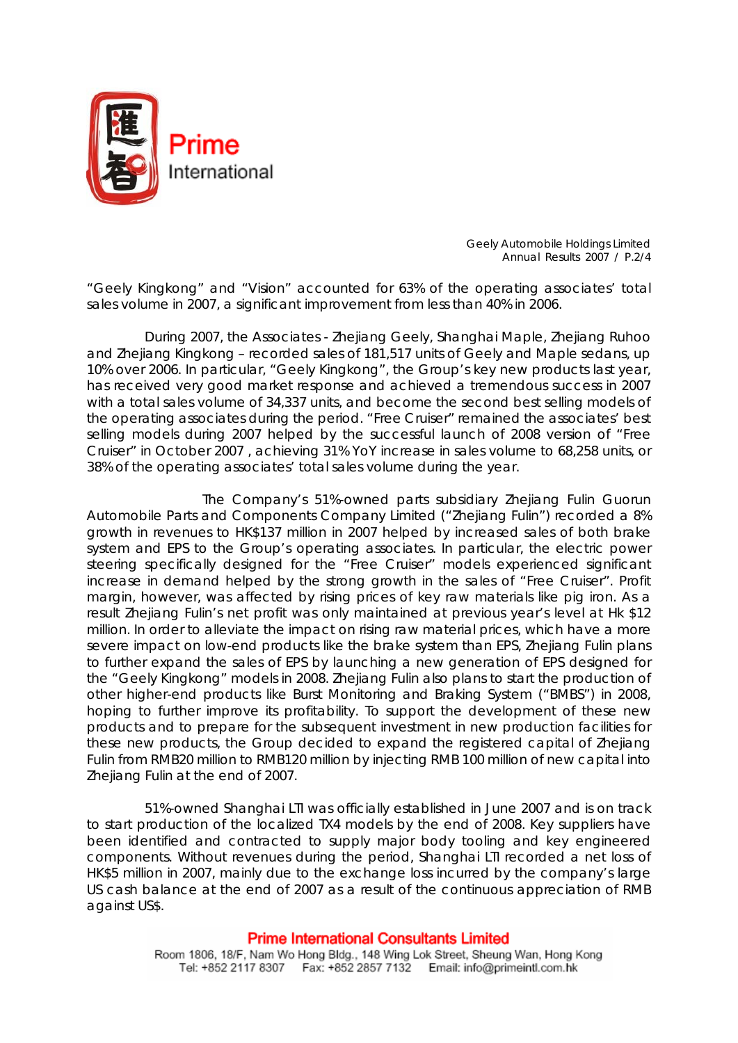"Geely Kingkong" and "Vision" accounted for 63% of the operating associates' total sales volume in 2007, a significant improvement from less than 40% in 2006.

During 2007, the Associates - Zhejiang Geely, Shanghai Maple, Zhejiang Ruhoo and Zhejiang Kingkong – recorded sales of 181,517 units of Geely and Maple sedans, up 10% over 2006. In particular, "Geely Kingkong", the Group's key new products last year, has received very good market response and achieved a tremendous success in 2007 with a total sales volume of 34,337 units, and become the second best selling models of the operating associates during the period. "Free Cruiser" remained the associates' best selling models during 2007 helped by the successful launch of 2008 version of "Free Cruiser" in October 2007 , achieving 31% YoY increase in sales volume to 68,258 units, or 38% of the operating associates' total sales volume during the year.

The Company's 51%-owned parts subsidiary Zhejiang Fulin Guorun Automobile Parts and Components Company Limited ("Zhejiang Fulin") recorded a 8% growth in revenues to HK$137 million in 2007 helped by increased sales of both brake system and EPS to the Group's operating associates. In particular, the electric power steering specifically designed for the "Free Cruiser" models experienced significant increase in demand helped by the strong growth in the sales of "Free Cruiser". Profit margin, however, was affected by rising prices of key raw materials like pig iron. As a result Zhejiang Fulin's net profit was only maintained at previous year's level at Hk $12 million. In order to alleviate the impact on rising raw material prices, which have a more severe impact on low-end products like the brake system than EPS, Zhejiang Fulin plans to further expand the sales of EPS by launching a new generation of EPS designed for the "Geely Kingkong" models in 2008. Zhejiang Fulin also plans to start the production of other higher-end products like Burst Monitoring and Braking System ("BMBS") in 2008, hoping to further improve its profitability. To support the development of these new products and to prepare for the subsequent investment in new production facilities for these new products, the Group decided to expand the registered capital of Zhejiang Fulin from RMB20 million to RMB120 million by injecting RMB 100 million of new capital into Zhejiang Fulin at the end of 2007.

51%-owned Shanghai LTI was officially established in June 2007 and is on track to start production of the localized TX4 models by the end of 2008. Key suppliers have been identified and contracted to supply major body tooling and key engineered components. Without revenues during the period, Shanghai LTI recorded a net loss of HK$5 million in 2007, mainly due to the exchange loss incurred by the company's large US cash balance at the end of 2007 as a result of the continuous appreciation of RMB against US$.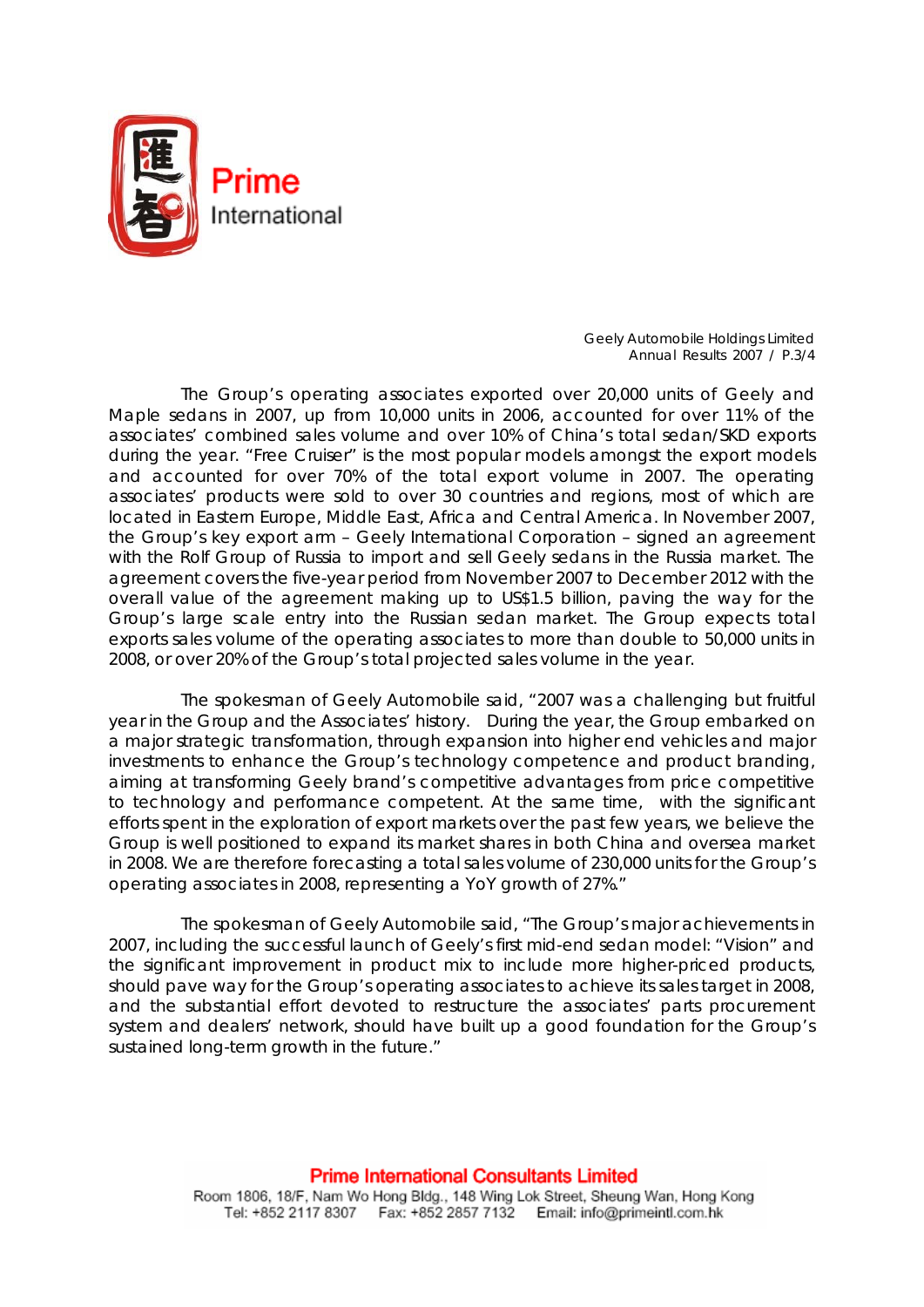The Group's operating associates exported over 20,000 units of Geely and Maple sedans in 2007, up from 10,000 units in 2006, accounted for over 11% of the associates' combined sales volume and over 10% of China's total sedan/SKD exports during the year. "Free Cruiser" is the most popular models amongst the export models and accounted for over 70% of the total export volume in 2007. The operating associates' products were sold to over 30 countries and regions, most of which are located in Eastern Europe, Middle East, Africa and Central America. In November 2007, the Group's key export arm – Geely International Corporation – signed an agreement with the Rolf Group of Russia to import and sell Geely sedans in the Russia market. The agreement covers the five-year period from November 2007 to December 2012 with the overall value of the agreement making up to US$1.5 billion, paving the way for the Group's large scale entry into the Russian sedan market. The Group expects total exports sales volume of the operating associates to more than double to 50,000 units in 2008, or over 20% of the Group's total projected sales volume in the year.

The spokesman of Geely Automobile said, "2007 was a challenging but fruitful year in the Group and the Associates' history. During the year, the Group embarked on a major strategic transformation, through expansion into higher end vehicles and major investments to enhance the Group's technology competence and product branding, aiming at transforming Geely brand's competitive advantages from price competitive to technology and performance competent. At the same time, with the significant efforts spent in the exploration of export markets over the past few years, we believe the Group is well positioned to expand its market shares in both China and oversea market in 2008. We are therefore forecasting a total sales volume of 230,000 units for the Group's operating associates in 2008, representing a YoY growth of 27%."

The spokesman of Geely Automobile said, "The Group's major achievements in 2007, including the successful launch of Geely's first mid-end sedan model: "Vision" and the significant improvement in product mix to include more higher-priced products, should pave way for the Group's operating associates to achieve its sales target in 2008, and the substantial effort devoted to restructure the associates' parts procurement system and dealers' network, should have built up a good foundation for the Group's sustained long-term growth in the future."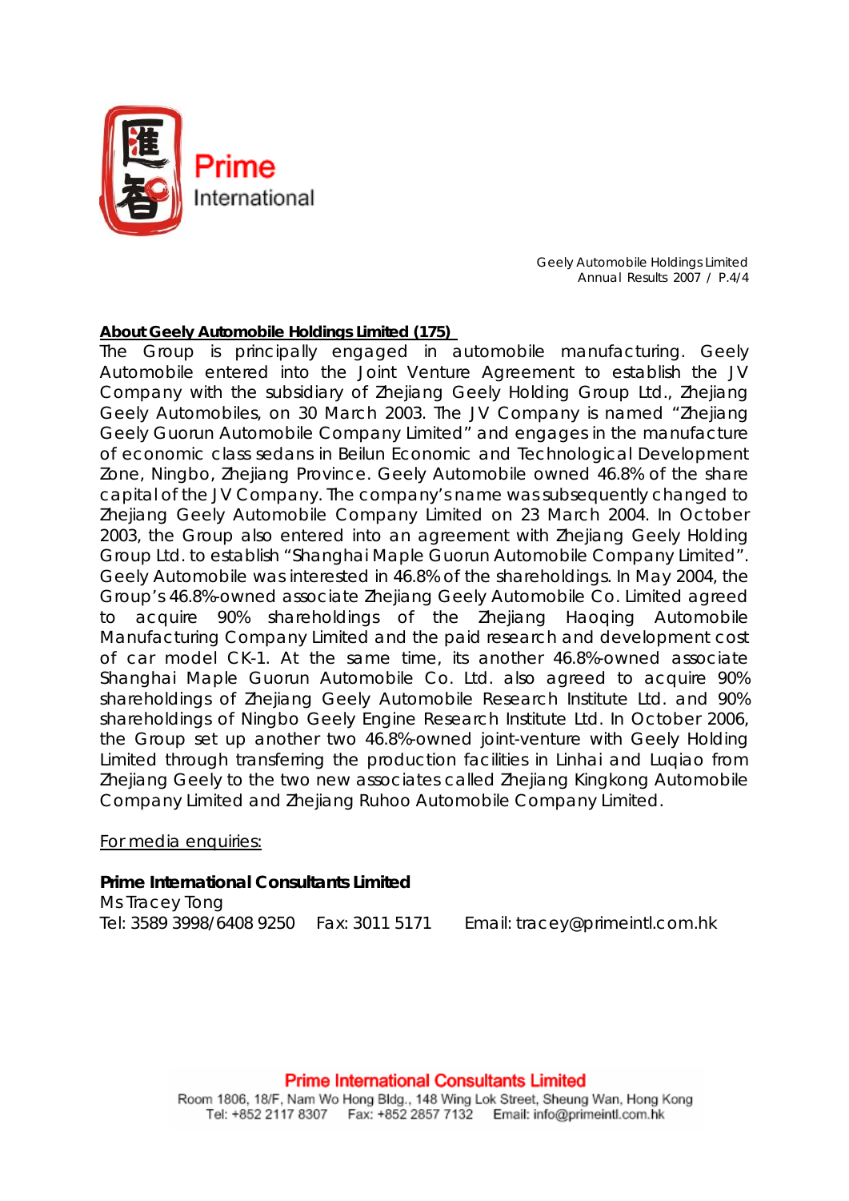**About Geely Automobile Holdings Limited (175)**

The Group is principally engaged in automobile manufacturing. Geely Automobile entered into the Joint Venture Agreement to establish the JV Company with the subsidiary of Zhejiang Geely Holding Group Ltd., Zhejiang Geely Automobiles, on 30 March 2003. The JV Company is named "Zhejiang Geely Guorun Automobile Company Limited" and engages in the manufacture of economic class sedans in Beilun Economic and Technological Development Zone, Ningbo, Zhejiang Province. Geely Automobile owned 46.8% of the share capital of the JV Company. The company's name was subsequently changed to Zhejiang Geely Automobile Company Limited on 23 March 2004. In October 2003, the Group also entered into an agreement with Zhejiang Geely Holding Group Ltd. to establish "Shanghai Maple Guorun Automobile Company Limited". Geely Automobile was interested in 46.8% of the shareholdings. In May 2004, the Group's 46.8%-owned associate Zhejiang Geely Automobile Co. Limited agreed to acquire 90% shareholdings of the Zhejiang Haoqing Automobile Manufacturing Company Limited and the paid research and development cost of car model CK-1. At the same time, its another 46.8%-owned associate Shanghai Maple Guorun Automobile Co. Ltd. also agreed to acquire 90% shareholdings of Zhejiang Geely Automobile Research Institute Ltd. and 90% shareholdings of Ningbo Geely Engine Research Institute Ltd. In October 2006, the Group set up another two 46.8%-owned joint-venture with Geely Holding Limited through transferring the production facilities in Linhai and Luqiao from Zhejiang Geely to the two new associates called Zhejiang Kingkong Automobile Company Limited and Zhejiang Ruhoo Automobile Company Limited.

For media enquiries:

**Prime International Consultants Limited**

Ms Tracey Tong

Tel: 3589 3998/6408 9250 Fax: 3011 5171 Email: tracey@primeintl.com.hk